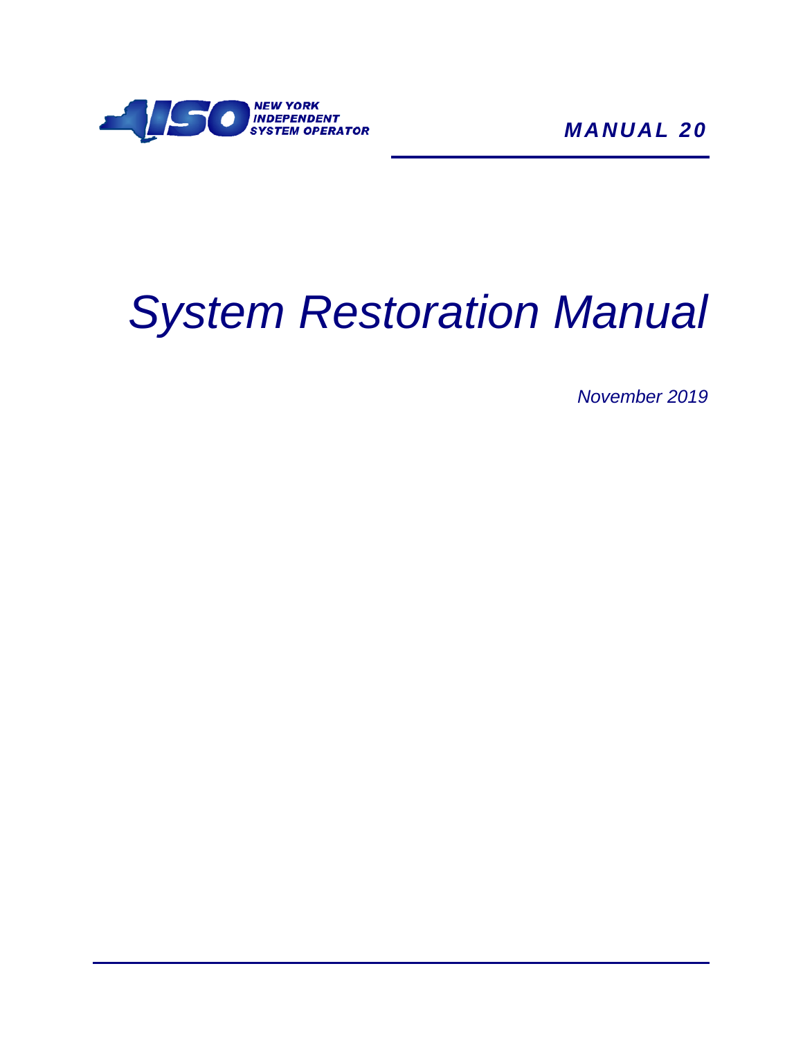NEW YORK INDEPENDENT SYSTEM OPERATOR

*MANUAL 20*

# *System Restoration Manual*

*November 2019*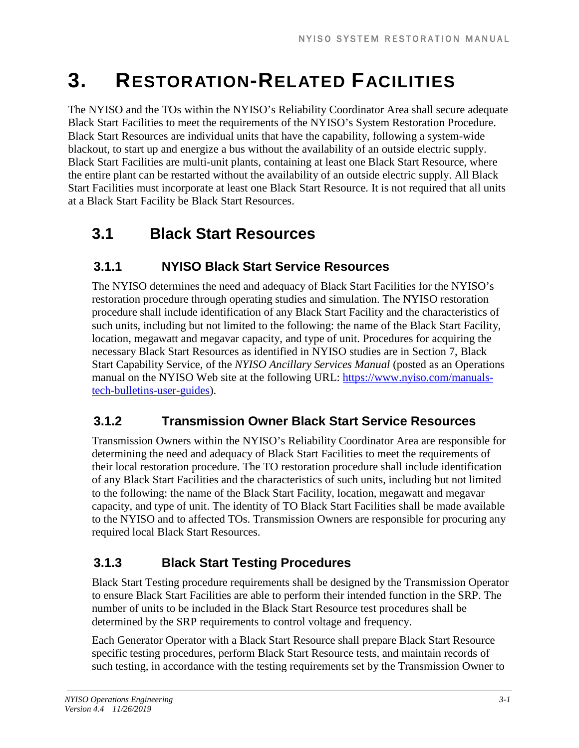# 3. RESTORATION-RELATED FACILITIES

The NYISO and the TOs within the NYISO's Reliability Coordinator Area shall secure adequate Black Start Facilities to meet the requirements of the NYISO's System Restoration Procedure. Black Start Resources are individual units that have the capability, following a system-wide blackout, to start up and energize a bus without the availability of an outside electric supply. Black Start Facilities are multi-unit plants, containing at least one Black Start Resource, where the entire plant can be restarted without the availability of an outside electric supply. All Black Start Facilities must incorporate at least one Black Start Resource. It is not required that all units at a Black Start Facility be Black Start Resources.

## 3.1 Black Start Resources

### 3.1.1 NYISO Black Start Service Resources

The NYISO determines the need and adequacy of Black Start Facilities for the NYISO's restoration procedure through operating studies and simulation. The NYISO restoration procedure shall include identification of any Black Start Facility and the characteristics of such units, including but not limited to the following: the name of the Black Start Facility, location, megawatt and megavar capacity, and type of unit. Procedures for acquiring the necessary Black Start Resources as identified in NYISO studies are in Section 7, Black Start Capability Service, of the *NYISO Ancillary Services Manual* (posted as an Operations manual on the NYISO Web site at the following URL: [https://www.nyiso.com/manuals-tech-bulletins-user-guides](https://www.nyiso.com/manuals-tech-bulletins-user-guides)).

### 3.1.2 Transmission Owner Black Start Service Resources

Transmission Owners within the NYISO's Reliability Coordinator Area are responsible for determining the need and adequacy of Black Start Facilities to meet the requirements of their local restoration procedure. The TO restoration procedure shall include identification of any Black Start Facilities and the characteristics of such units, including but not limited to the following: the name of the Black Start Facility, location, megawatt and megavar capacity, and type of unit. The identity of TO Black Start Facilities shall be made available to the NYISO and to affected TOs. Transmission Owners are responsible for procuring any required local Black Start Resources.

### 3.1.3 Black Start Testing Procedures

Black Start Testing procedure requirements shall be designed by the Transmission Operator to ensure Black Start Facilities are able to perform their intended function in the SRP. The number of units to be included in the Black Start Resource test procedures shall be determined by the SRP requirements to control voltage and frequency.

Each Generator Operator with a Black Start Resource shall prepare Black Start Resource specific testing procedures, perform Black Start Resource tests, and maintain records of such testing, in accordance with the testing requirements set by the Transmission Owner to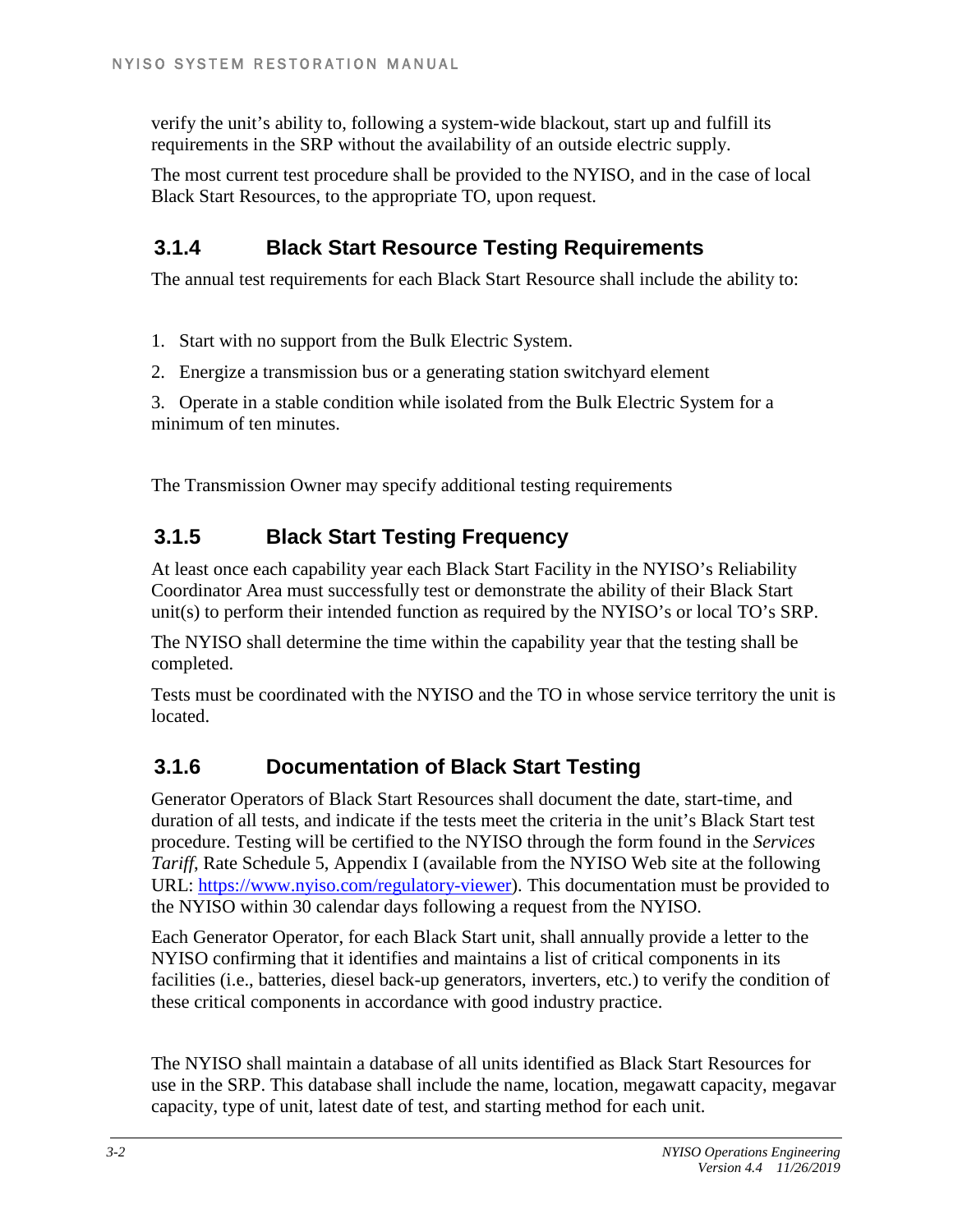verify the unit's ability to, following a system-wide blackout, start up and fulfill its requirements in the SRP without the availability of an outside electric supply.

The most current test procedure shall be provided to the NYISO, and in the case of local Black Start Resources, to the appropriate TO, upon request.

### 3.1.4 Black Start Resource Testing Requirements

The annual test requirements for each Black Start Resource shall include the ability to:

1. Start with no support from the Bulk Electric System.
2. Energize a transmission bus or a generating station switchyard element
3. Operate in a stable condition while isolated from the Bulk Electric System for a minimum of ten minutes.

The Transmission Owner may specify additional testing requirements

### 3.1.5 Black Start Testing Frequency

At least once each capability year each Black Start Facility in the NYISO's Reliability Coordinator Area must successfully test or demonstrate the ability of their Black Start unit(s) to perform their intended function as required by the NYISO's or local TO's SRP.

The NYISO shall determine the time within the capability year that the testing shall be completed.

Tests must be coordinated with the NYISO and the TO in whose service territory the unit is located.

### 3.1.6 Documentation of Black Start Testing

Generator Operators of Black Start Resources shall document the date, start-time, and duration of all tests, and indicate if the tests meet the criteria in the unit's Black Start test procedure. Testing will be certified to the NYISO through the form found in the *Services Tariff*, Rate Schedule 5, Appendix I (available from the NYISO Web site at the following URL: https://www.nyiso.com/regulatory-viewer). This documentation must be provided to the NYISO within 30 calendar days following a request from the NYISO.

Each Generator Operator, for each Black Start unit, shall annually provide a letter to the NYISO confirming that it identifies and maintains a list of critical components in its facilities (i.e., batteries, diesel back-up generators, inverters, etc.) to verify the condition of these critical components in accordance with good industry practice.

The NYISO shall maintain a database of all units identified as Black Start Resources for use in the SRP. This database shall include the name, location, megawatt capacity, megavar capacity, type of unit, latest date of test, and starting method for each unit.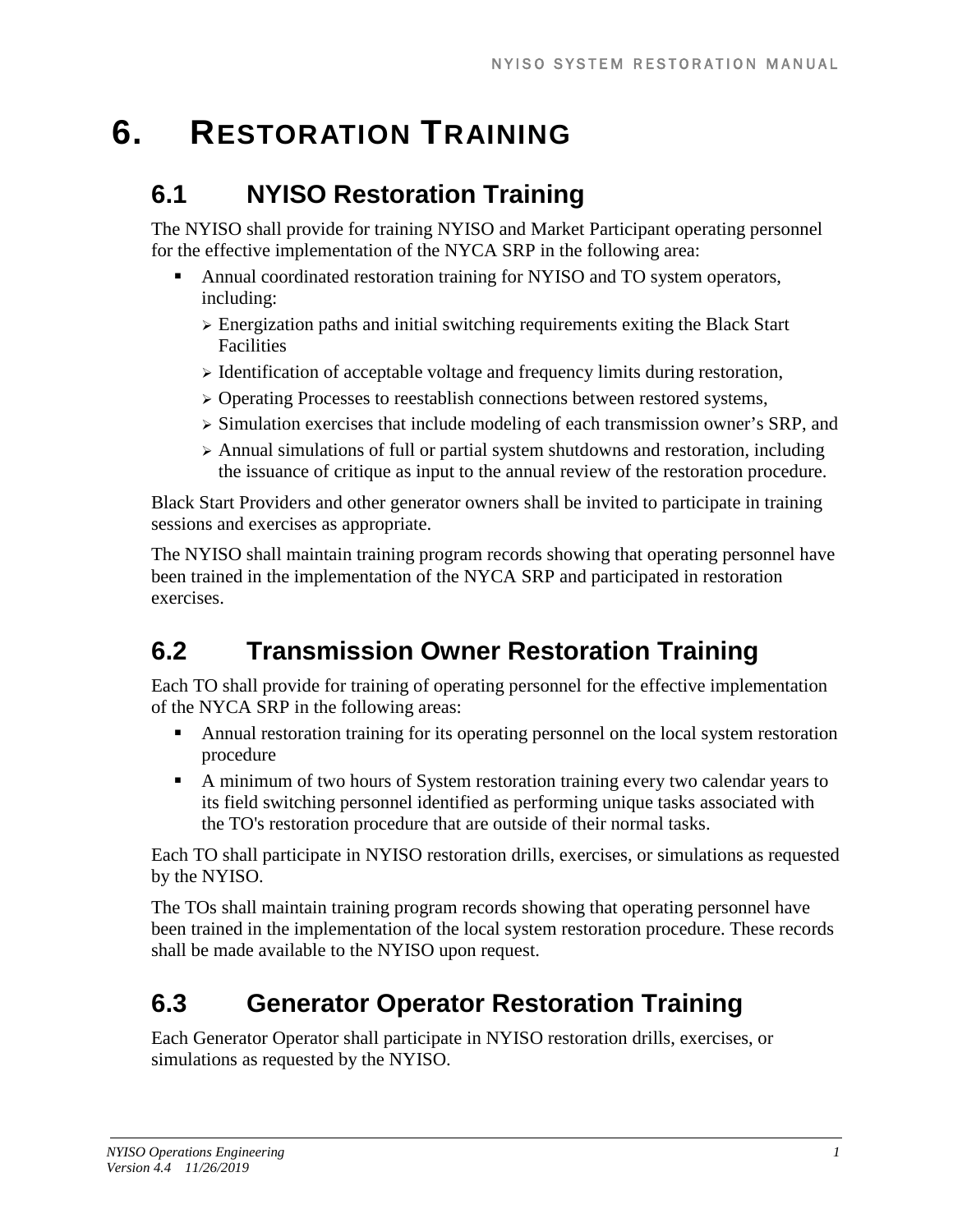# 6. RESTORATION TRAINING

## 6.1 NYISO Restoration Training

The NYISO shall provide for training NYISO and Market Participant operating personnel for the effective implementation of the NYCA SRP in the following area:

- Annual coordinated restoration training for NYISO and TO system operators, including:
  - Energization paths and initial switching requirements exiting the Black Start Facilities
  - Identification of acceptable voltage and frequency limits during restoration,
  - Operating Processes to reestablish connections between restored systems,
  - Simulation exercises that include modeling of each transmission owner's SRP, and
  - Annual simulations of full or partial system shutdowns and restoration, including the issuance of critique as input to the annual review of the restoration procedure.

Black Start Providers and other generator owners shall be invited to participate in training sessions and exercises as appropriate.

The NYISO shall maintain training program records showing that operating personnel have been trained in the implementation of the NYCA SRP and participated in restoration exercises.

## 6.2 Transmission Owner Restoration Training

Each TO shall provide for training of operating personnel for the effective implementation of the NYCA SRP in the following areas:

- Annual restoration training for its operating personnel on the local system restoration procedure
- A minimum of two hours of System restoration training every two calendar years to its field switching personnel identified as performing unique tasks associated with the TO's restoration procedure that are outside of their normal tasks.

Each TO shall participate in NYISO restoration drills, exercises, or simulations as requested by the NYISO.

The TOs shall maintain training program records showing that operating personnel have been trained in the implementation of the local system restoration procedure. These records shall be made available to the NYISO upon request.

## 6.3 Generator Operator Restoration Training

Each Generator Operator shall participate in NYISO restoration drills, exercises, or simulations as requested by the NYISO.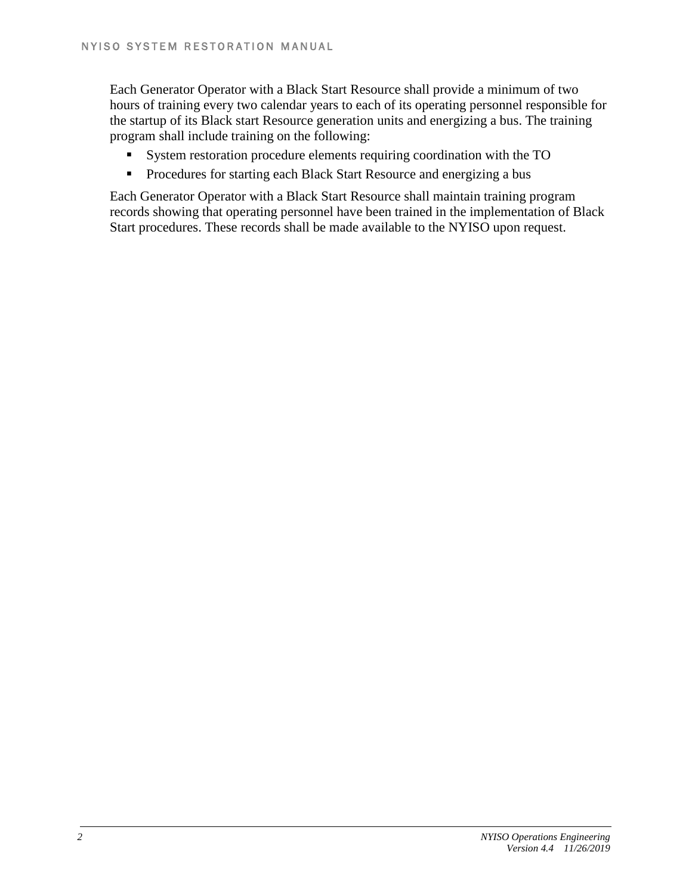Each Generator Operator with a Black Start Resource shall provide a minimum of two hours of training every two calendar years to each of its operating personnel responsible for the startup of its Black start Resource generation units and energizing a bus. The training program shall include training on the following:

- System restoration procedure elements requiring coordination with the TO
- Procedures for starting each Black Start Resource and energizing a bus

Each Generator Operator with a Black Start Resource shall maintain training program records showing that operating personnel have been trained in the implementation of Black Start procedures. These records shall be made available to the NYISO upon request.